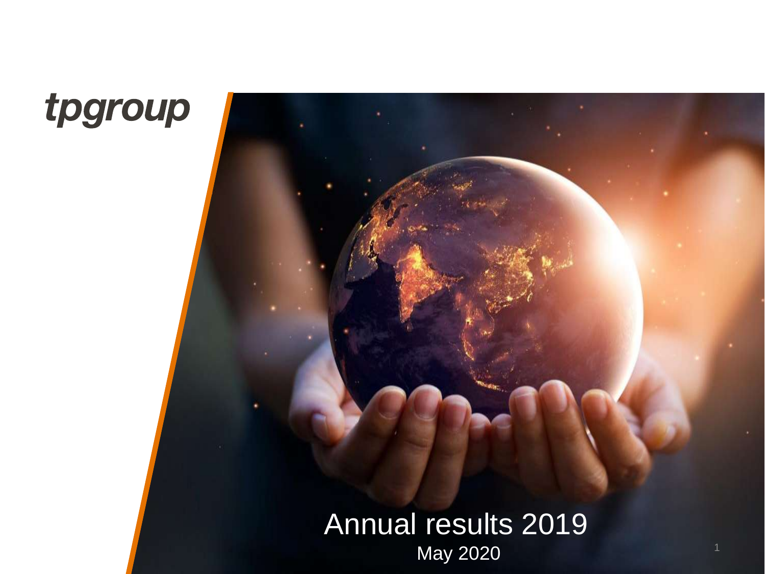tpgroup

# Annual results 2019

May 2020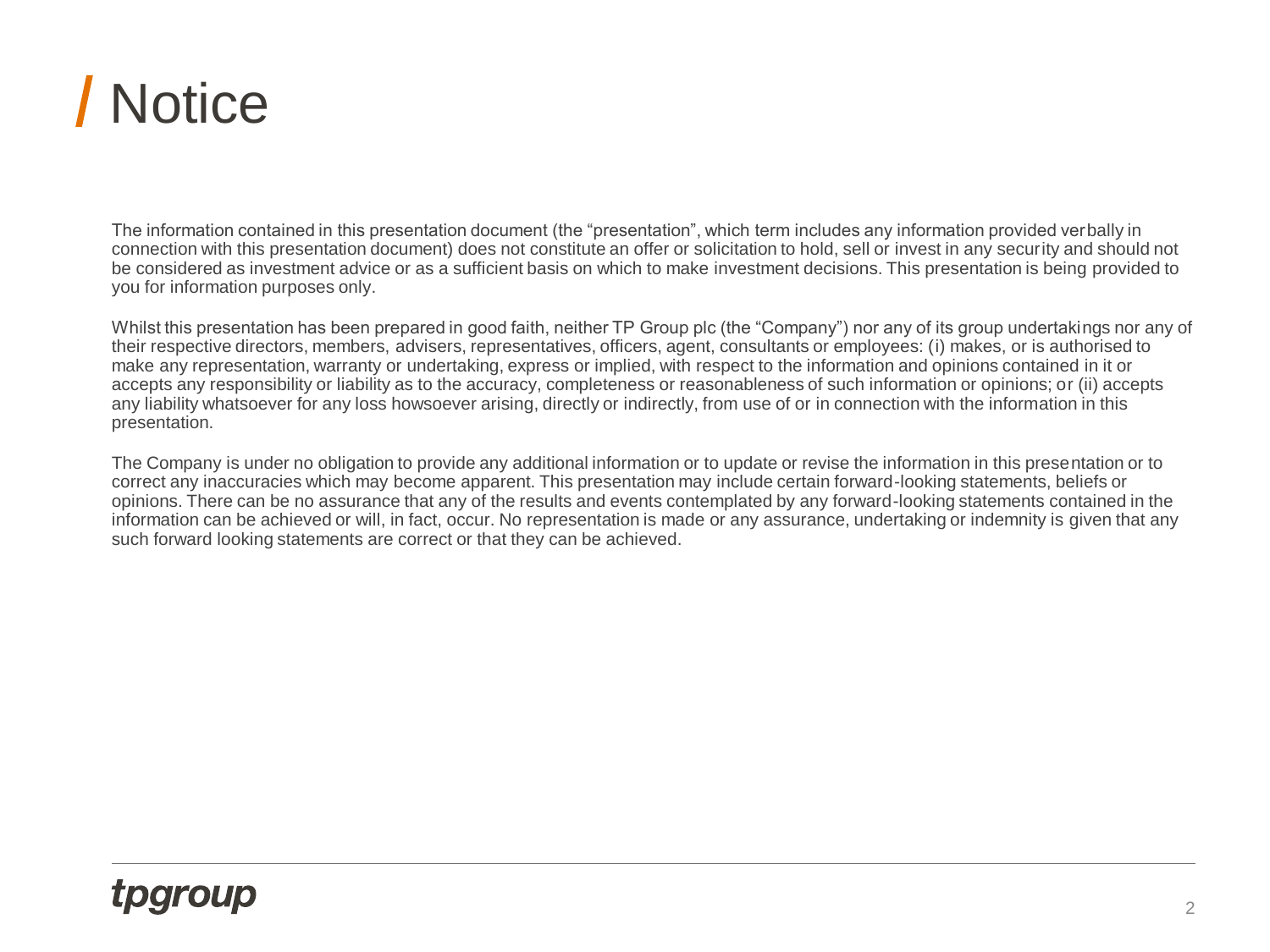# Notice

The information contained in this presentation document (the "presentation", which term includes any information provided verbally in connection with this presentation document) does not constitute an offer or solicitation to hold, sell or invest in any security and should not be considered as investment advice or as a sufficient basis on which to make investment decisions. This presentation is being provided to you for information purposes only.

Whilst this presentation has been prepared in good faith, neither TP Group plc (the "Company") nor any of its group undertakings nor any of their respective directors, members, advisers, representatives, officers, agent, consultants or employees: (i) makes, or is authorised to make any representation, warranty or undertaking, express or implied, with respect to the information and opinions contained in it or accepts any responsibility or liability as to the accuracy, completeness or reasonableness of such information or opinions; or (ii) accepts any liability whatsoever for any loss howsoever arising, directly or indirectly, from use of or in connection with the information in this presentation.

The Company is under no obligation to provide any additional information or to update or revise the information in this presentation or to correct any inaccuracies which may become apparent. This presentation may include certain forward-looking statements, beliefs or opinions. There can be no assurance that any of the results and events contemplated by any forward-looking statements contained in the information can be achieved or will, in fact, occur. No representation is made or any assurance, undertaking or indemnity is given that any such forward looking statements are correct or that they can be achieved.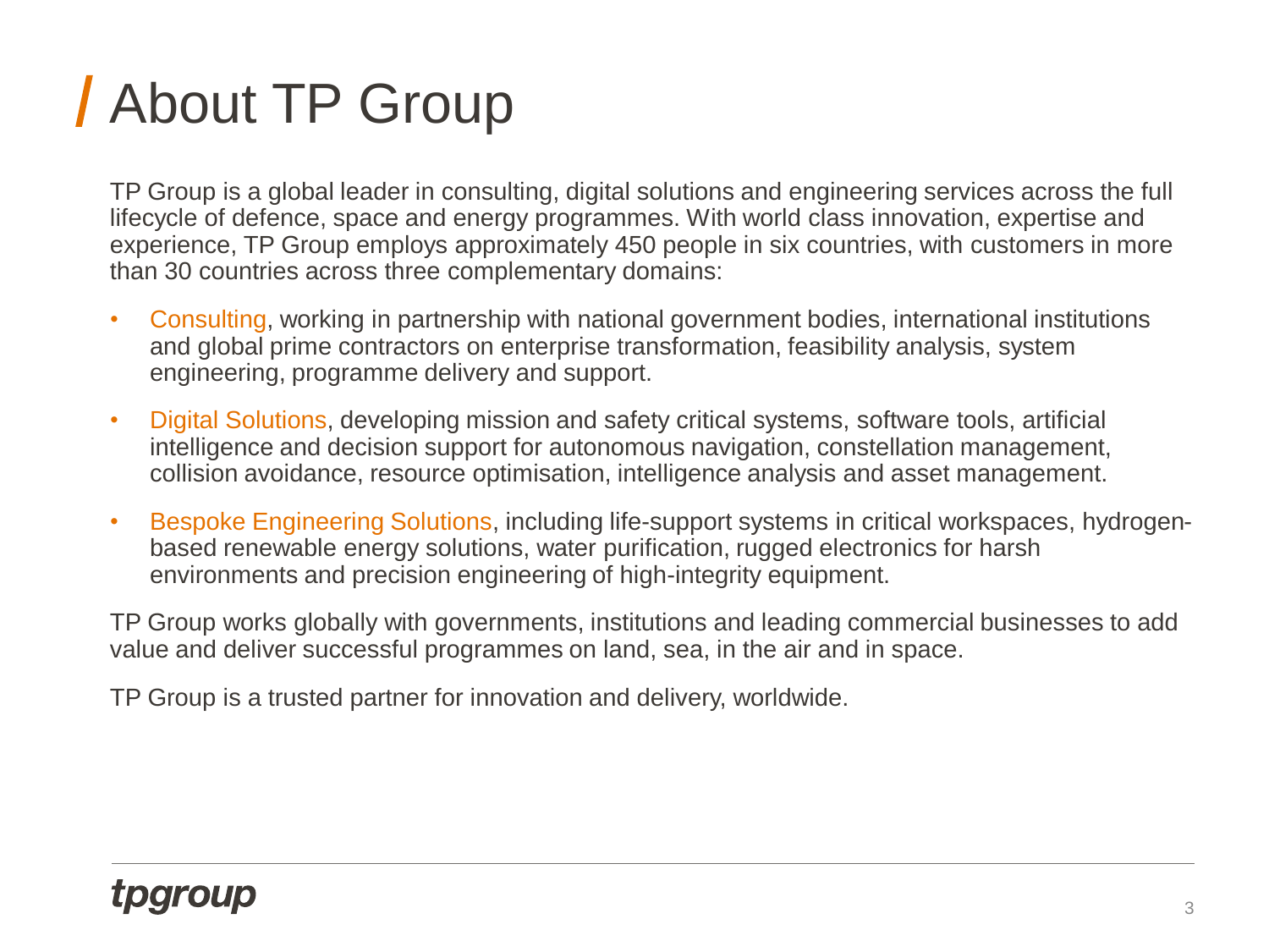# About TP Group

TP Group is a global leader in consulting, digital solutions and engineering services across the full lifecycle of defence, space and energy programmes. With world class innovation, expertise and experience, TP Group employs approximately 450 people in six countries, with customers in more than 30 countries across three complementary domains:

- Consulting, working in partnership with national government bodies, international institutions and global prime contractors on enterprise transformation, feasibility analysis, system engineering, programme delivery and support.
- Digital Solutions, developing mission and safety critical systems, software tools, artificial intelligence and decision support for autonomous navigation, constellation management, collision avoidance, resource optimisation, intelligence analysis and asset management.
- Bespoke Engineering Solutions, including life-support systems in critical workspaces, hydrogen-based renewable energy solutions, water purification, rugged electronics for harsh environments and precision engineering of high-integrity equipment.

TP Group works globally with governments, institutions and leading commercial businesses to add value and deliver successful programmes on land, sea, in the air and in space.

TP Group is a trusted partner for innovation and delivery, worldwide.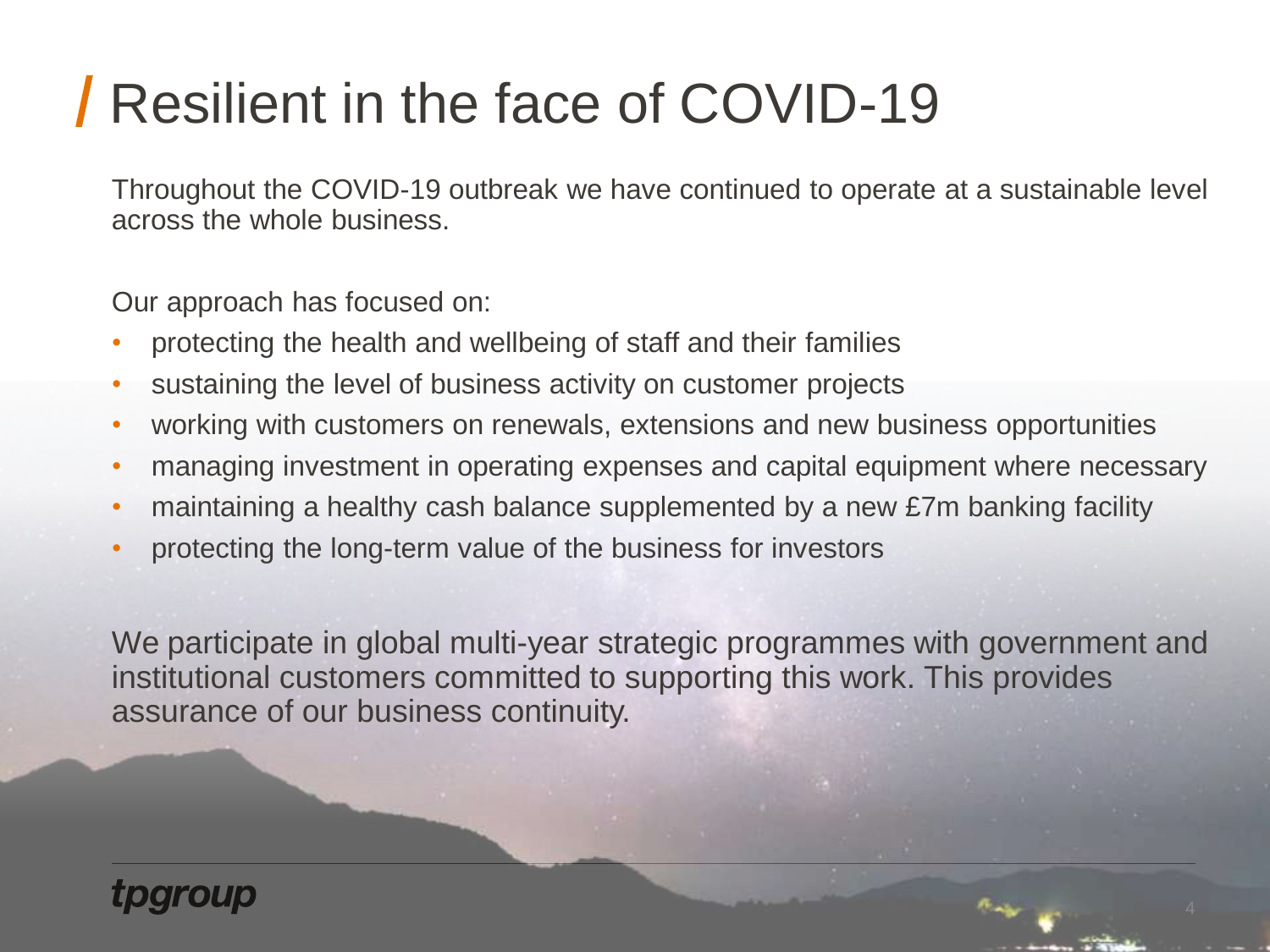# Resilient in the face of COVID-19

Throughout the COVID-19 outbreak we have continued to operate at a sustainable level across the whole business.

Our approach has focused on:

- protecting the health and wellbeing of staff and their families
- sustaining the level of business activity on customer projects
- working with customers on renewals, extensions and new business opportunities
- managing investment in operating expenses and capital equipment where necessary
- maintaining a healthy cash balance supplemented by a new £7m banking facility
- protecting the long-term value of the business for investors

We participate in global multi-year strategic programmes with government and institutional customers committed to supporting this work. This provides assurance of our business continuity.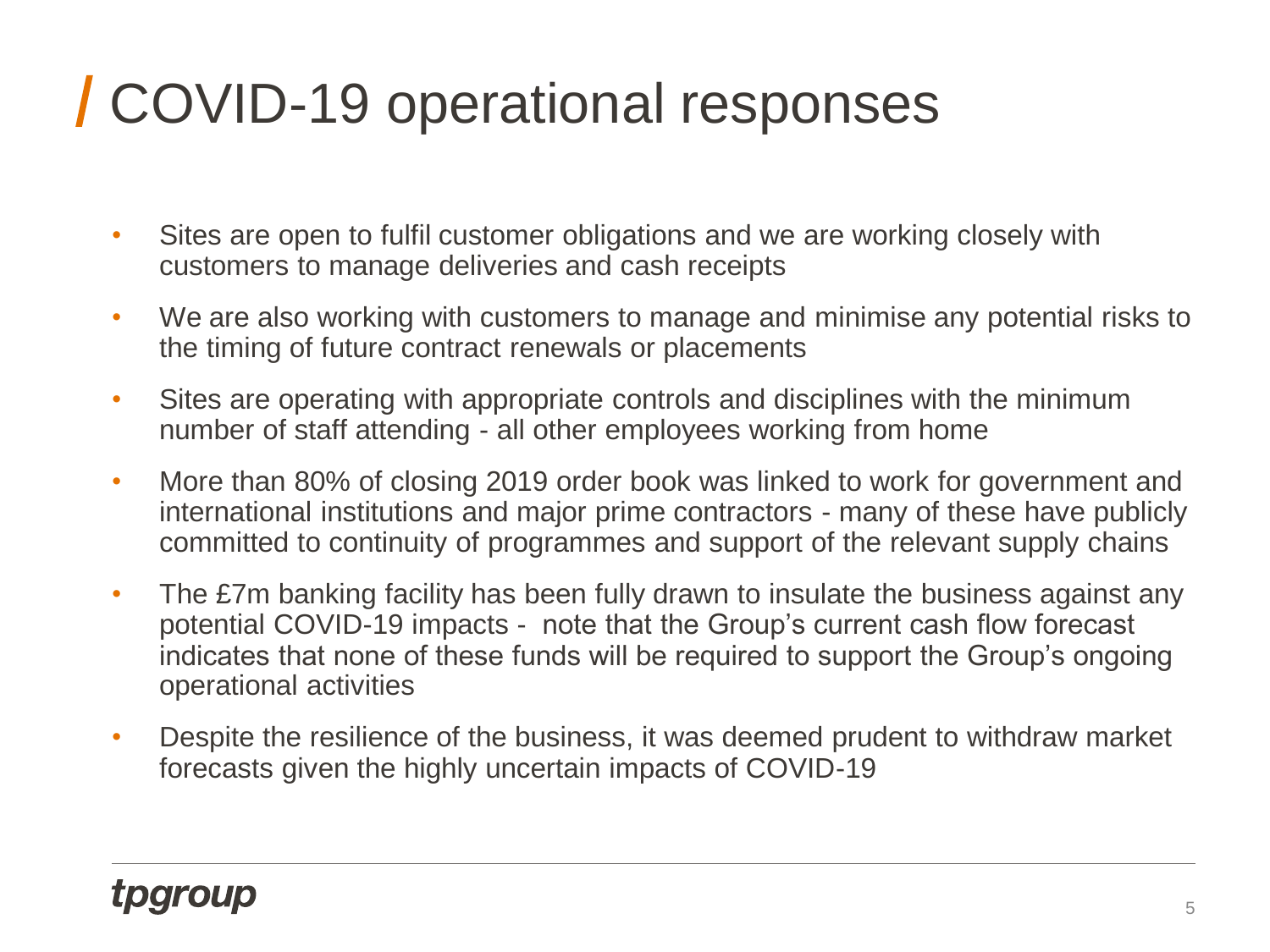# COVID-19 operational responses

- Sites are open to fulfil customer obligations and we are working closely with customers to manage deliveries and cash receipts
- We are also working with customers to manage and minimise any potential risks to the timing of future contract renewals or placements
- Sites are operating with appropriate controls and disciplines with the minimum number of staff attending - all other employees working from home
- More than 80% of closing 2019 order book was linked to work for government and international institutions and major prime contractors - many of these have publicly committed to continuity of programmes and support of the relevant supply chains
- The £7m banking facility has been fully drawn to insulate the business against any potential COVID-19 impacts - note that the Group's current cash flow forecast indicates that none of these funds will be required to support the Group's ongoing operational activities
- Despite the resilience of the business, it was deemed prudent to withdraw market forecasts given the highly uncertain impacts of COVID-19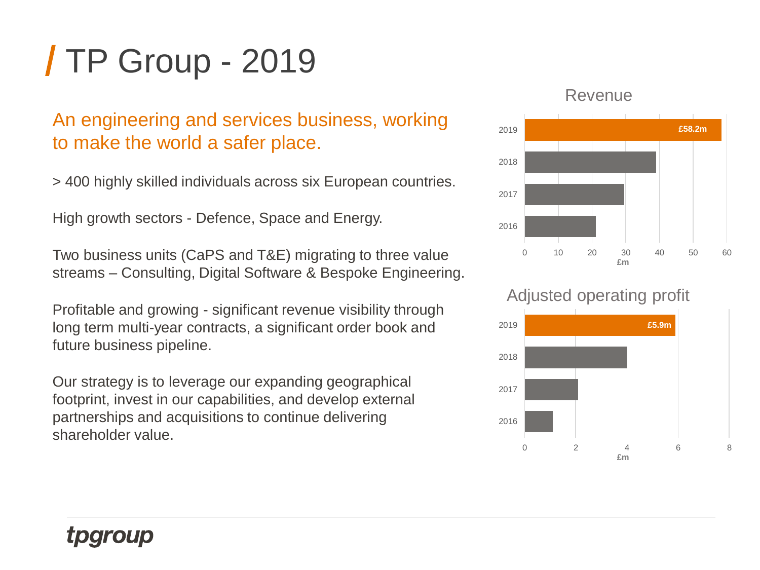# TP Group - 2019

An engineering and services business, working to make the world a safer place.

> 400 highly skilled individuals across six European countries.

High growth sectors - Defence, Space and Energy.

Two business units (CaPS and T&E) migrating to three value streams – Consulting, Digital Software & Bespoke Engineering.

Profitable and growing - significant revenue visibility through long term multi-year contracts, a significant order book and future business pipeline.

Our strategy is to leverage our expanding geographical footprint, invest in our capabilities, and develop external partnerships and acquisitions to continue delivering shareholder value.

**Revenue**

| Year | £m |
| --- | --- |
| 2019 | £58.2m |
| 2018 | |
| 2017 | |
| 2016 | |

**Adjusted operating profit**

| Year | £m |
| --- | --- |
| 2019 | £5.9m |
| 2018 | |
| 2017 | |
| 2016 | |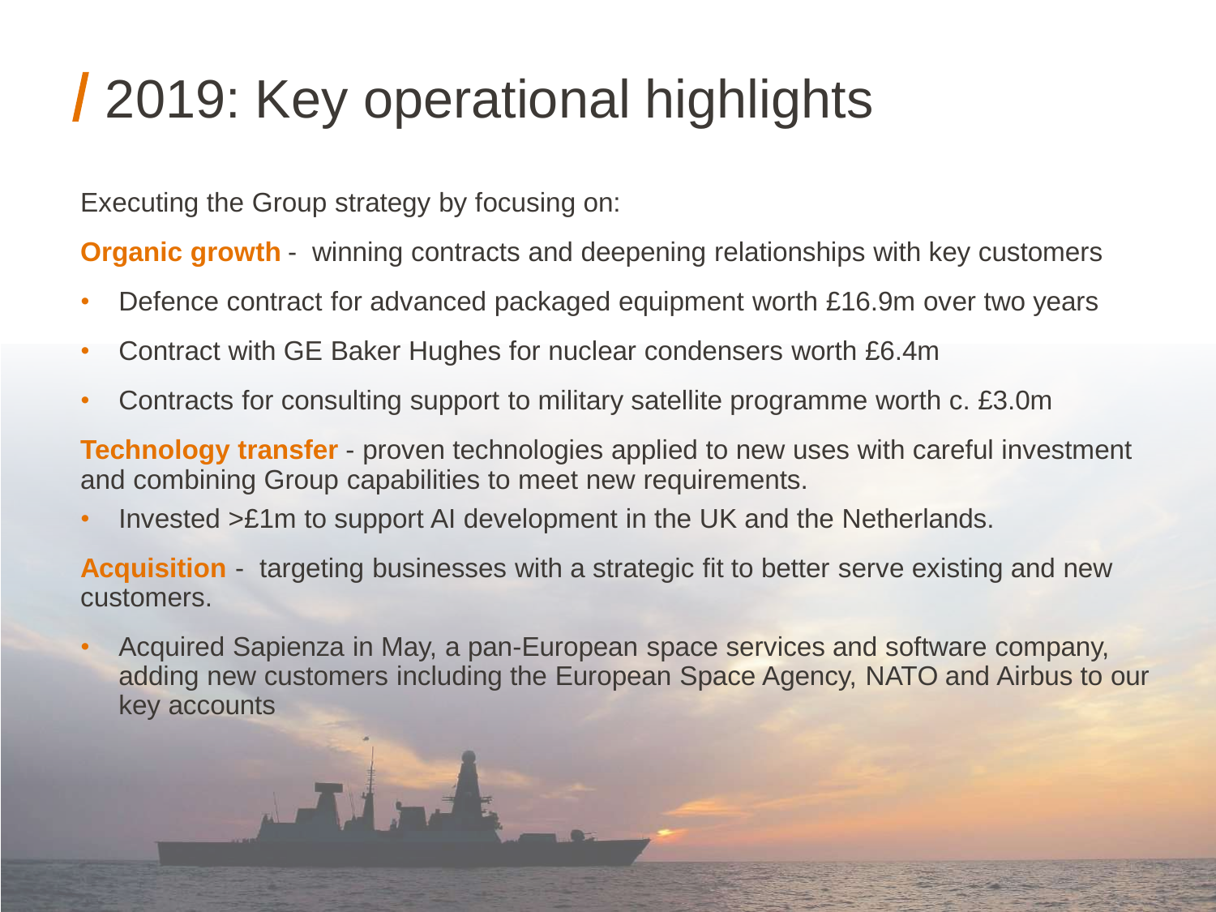# 2019: Key operational highlights

Executing the Group strategy by focusing on:

**Organic growth** - winning contracts and deepening relationships with key customers

- Defence contract for advanced packaged equipment worth £16.9m over two years
- Contract with GE Baker Hughes for nuclear condensers worth £6.4m
- Contracts for consulting support to military satellite programme worth c. £3.0m

**Technology transfer** - proven technologies applied to new uses with careful investment and combining Group capabilities to meet new requirements.

- Invested >£1m to support AI development in the UK and the Netherlands.

**Acquisition** - targeting businesses with a strategic fit to better serve existing and new customers.

- Acquired Sapienza in May, a pan-European space services and software company, adding new customers including the European Space Agency, NATO and Airbus to our key accounts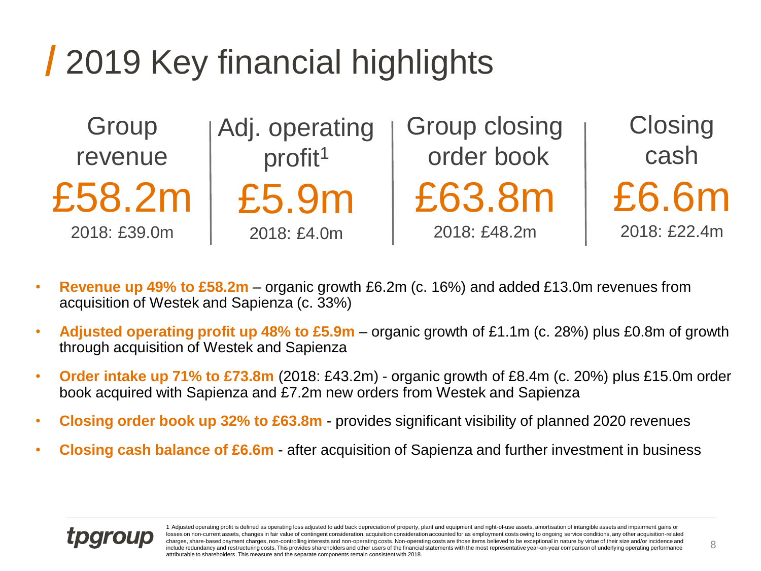# 2019 Key financial highlights

| Group revenue | Adj. operating profit[1] | Group closing order book | Closing cash |
|---|---|---|---|
| £58.2m | £5.9m | £63.8m | £6.6m |
| 2018: £39.0m | 2018: £4.0m | 2018: £48.2m | 2018: £22.4m |

- **Revenue up 49% to £58.2m** – organic growth £6.2m (c. 16%) and added £13.0m revenues from acquisition of Westek and Sapienza (c. 33%)
- **Adjusted operating profit up 48% to £5.9m** – organic growth of £1.1m (c. 28%) plus £0.8m of growth through acquisition of Westek and Sapienza
- **Order intake up 71% to £73.8m** (2018: £43.2m) - organic growth of £8.4m (c. 20%) plus £15.0m order book acquired with Sapienza and £7.2m new orders from Westek and Sapienza
- **Closing order book up 32% to £63.8m** - provides significant visibility of planned 2020 revenues
- **Closing cash balance of £6.6m** - after acquisition of Sapienza and further investment in business

tpgroup

1 Adjusted operating profit is defined as operating loss adjusted to add back depreciation of property, plant and equipment and right-of-use assets, amortisation of intangible assets and impairment gains or losses on non-current assets, changes in fair value of contingent consideration, acquisition consideration accounted for as employment costs owing to ongoing service conditions, any other acquisition-related charges, share-based payment charges, non-controlling interests and non-operating costs. Non-operating costs are those items believed to be exceptional in nature by virtue of their size and/or incidence and include redundancy and restructuring costs. This provides shareholders and other users of the financial statements with the most representative year-on-year comparison of underlying operating performance attributable to shareholders. This measure and the separate components remain consistent with 2018.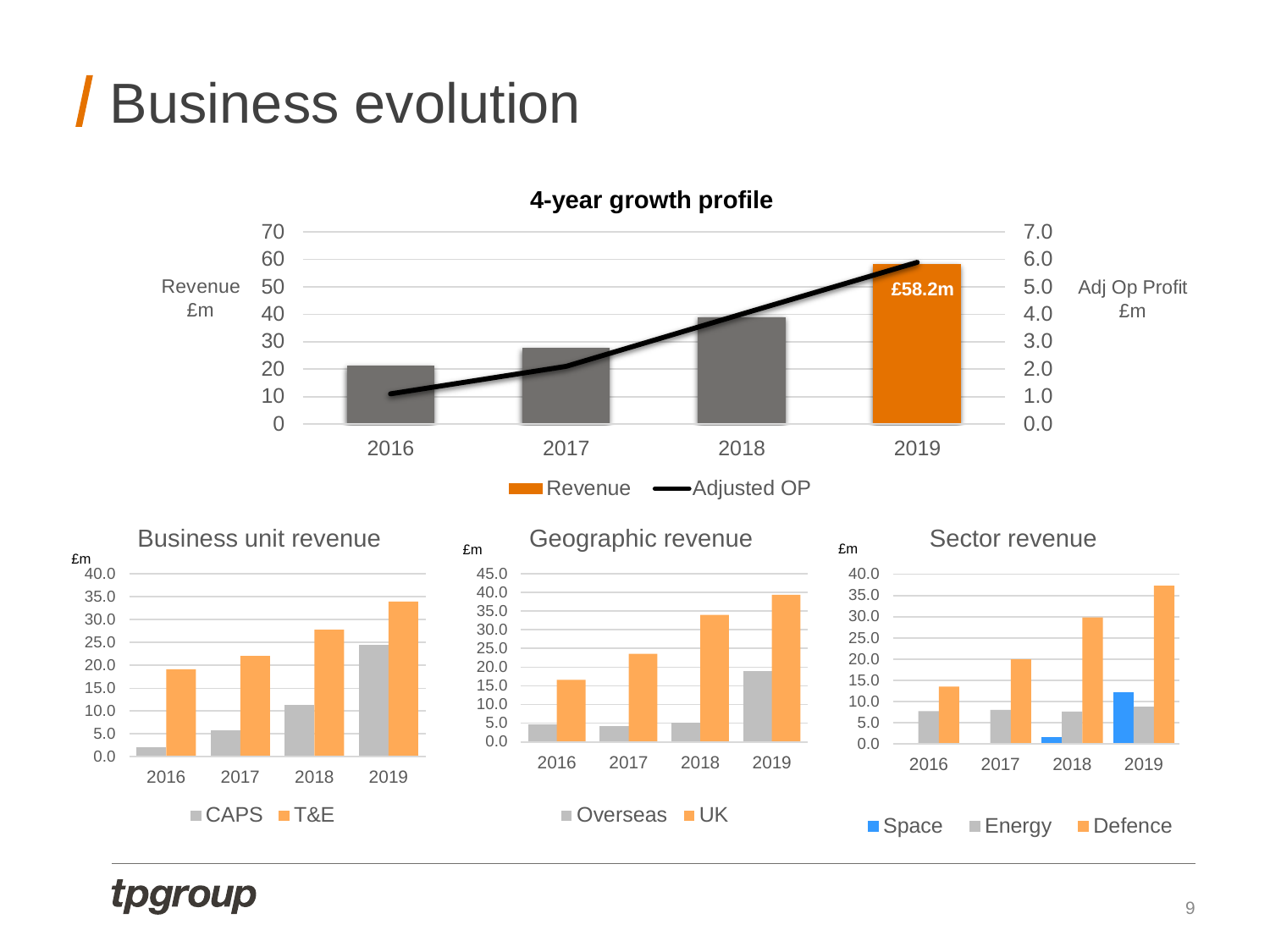# Business evolution

**4-year growth profile**

Revenue £m | Adj Op Profit £m

2016 | 2017 | 2018 | 2019

£58.2m

Revenue — Adjusted OP

Business unit revenue

£m

2016 | 2017 | 2018 | 2019

CAPS | T&E

Geographic revenue

£m

2016 | 2017 | 2018 | 2019

Overseas | UK

Sector revenue

£m

2016 | 2017 | 2018 | 2019

Space | Energy | Defence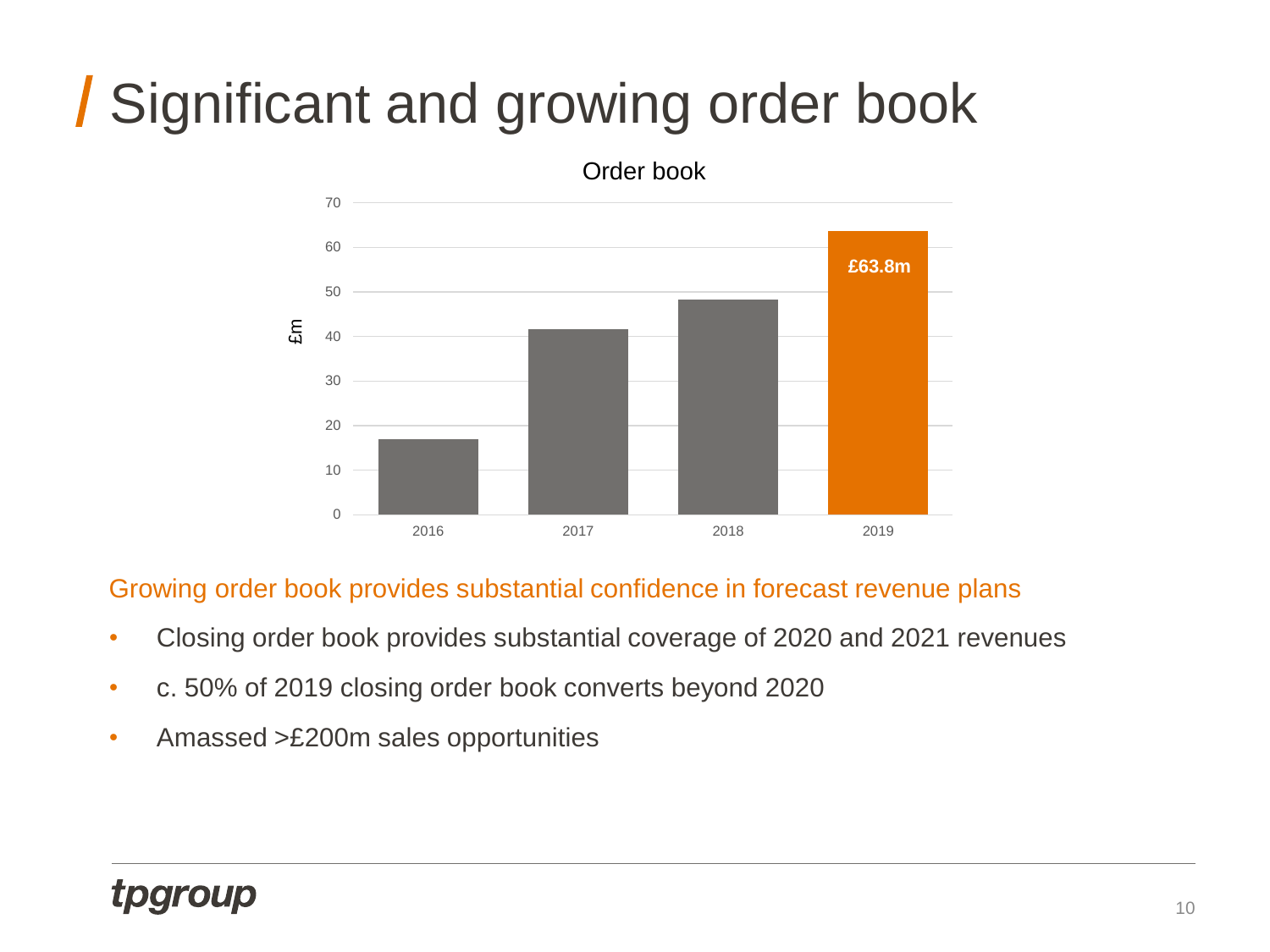# Significant and growing order book

Order book

| Year | £m |
|---|---|
| 2016 | |
| 2017 | |
| 2018 | |
| 2019 | £63.8m |

Growing order book provides substantial confidence in forecast revenue plans

- Closing order book provides substantial coverage of 2020 and 2021 revenues
- c. 50% of 2019 closing order book converts beyond 2020
- Amassed >£200m sales opportunities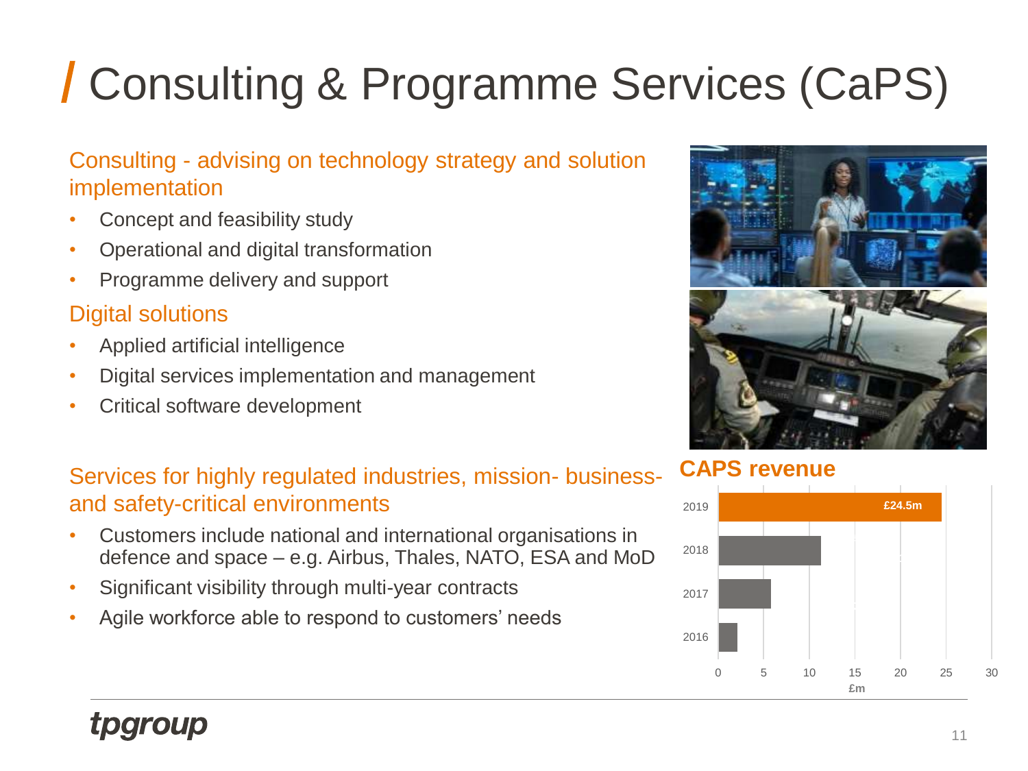# Consulting & Programme Services (CaPS)

## Consulting - advising on technology strategy and solution implementation

- Concept and feasibility study
- Operational and digital transformation
- Programme delivery and support

## Digital solutions

- Applied artificial intelligence
- Digital services implementation and management
- Critical software development

## Services for highly regulated industries, mission- business- and safety-critical environments

- Customers include national and international organisations in defence and space – e.g. Airbus, Thales, NATO, ESA and MoD
- Significant visibility through multi-year contracts
- Agile workforce able to respond to customers' needs

**CAPS revenue**

| Year | Revenue (£m) |
|---|---|
| 2019 | £24.5m |
| 2018 | |
| 2017 | |
| 2016 | |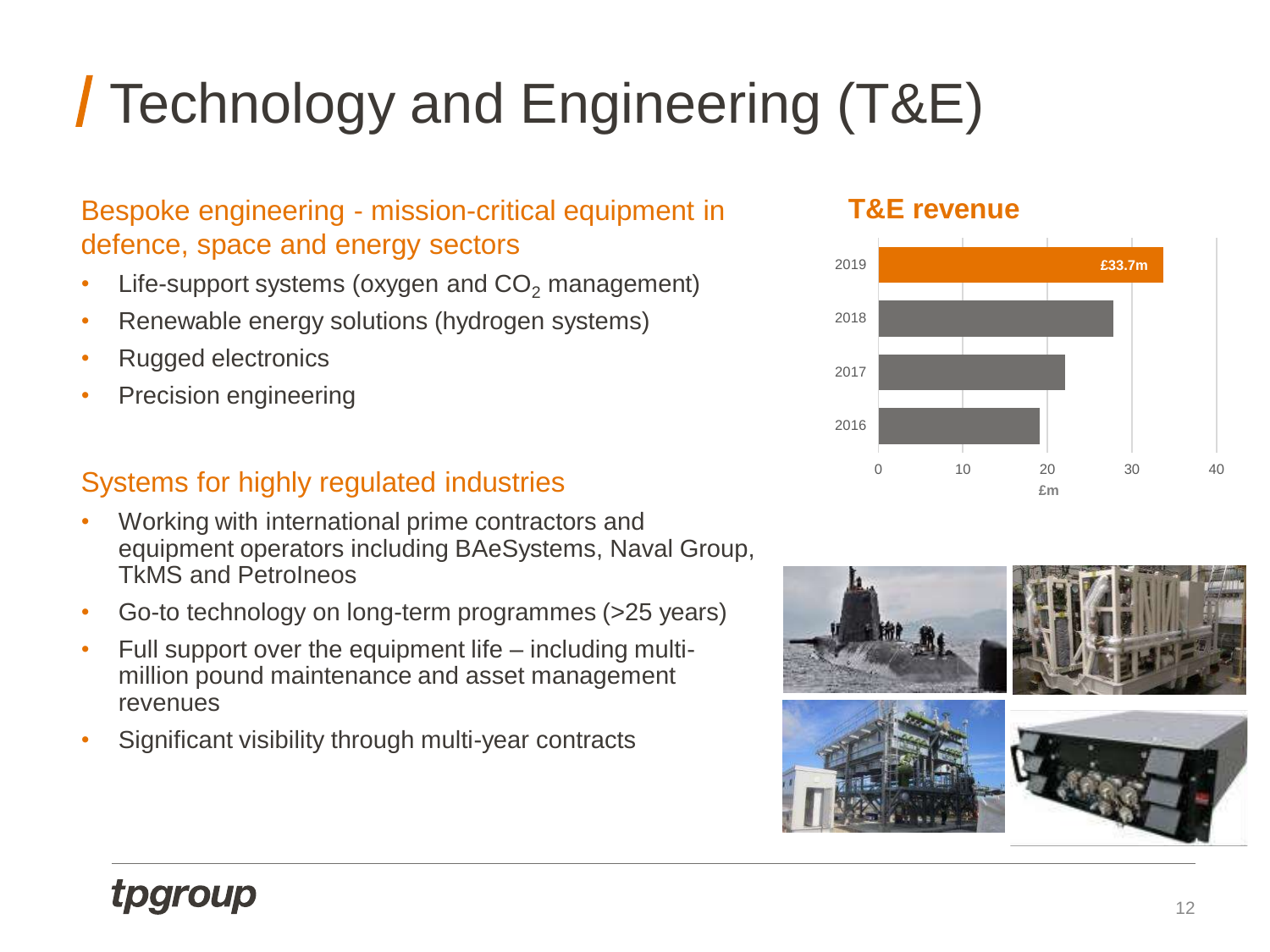# Technology and Engineering (T&E)

## Bespoke engineering - mission-critical equipment in defence, space and energy sectors

- Life-support systems (oxygen and $CO_2$ management)
- Renewable energy solutions (hydrogen systems)
- Rugged electronics
- Precision engineering

## Systems for highly regulated industries

- Working with international prime contractors and equipment operators including BAeSystems, Naval Group, TkMS and PetroIneos
- Go-to technology on long-term programmes (>25 years)
- Full support over the equipment life – including multi-million pound maintenance and asset management revenues
- Significant visibility through multi-year contracts

### T&E revenue

| Year | £m |
|---|---|
| 2019 | £33.7m |
| 2018 | |
| 2017 | |
| 2016 | |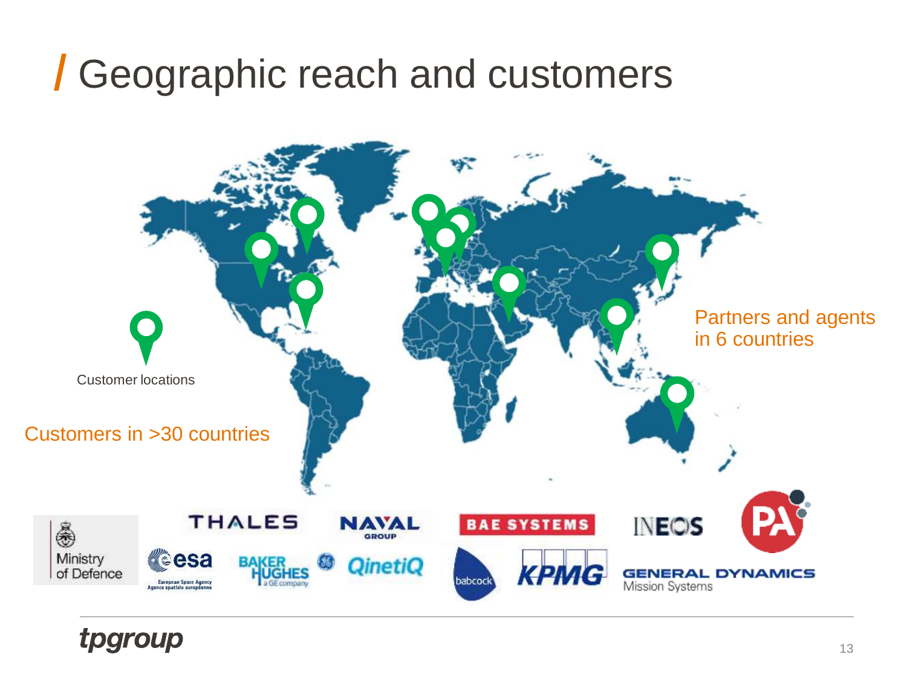# Geographic reach and customers

Partners and agents in 6 countries

Customer locations

Customers in >30 countries

THALES, NAVAL GROUP, BAE SYSTEMS, INEOS, PA, Ministry of Defence, esa (European Space Agency / Agence spatiale européenne), BAKER HUGHES a GE company, QinetiQ, babcock, KPMG, GENERAL DYNAMICS Mission Systems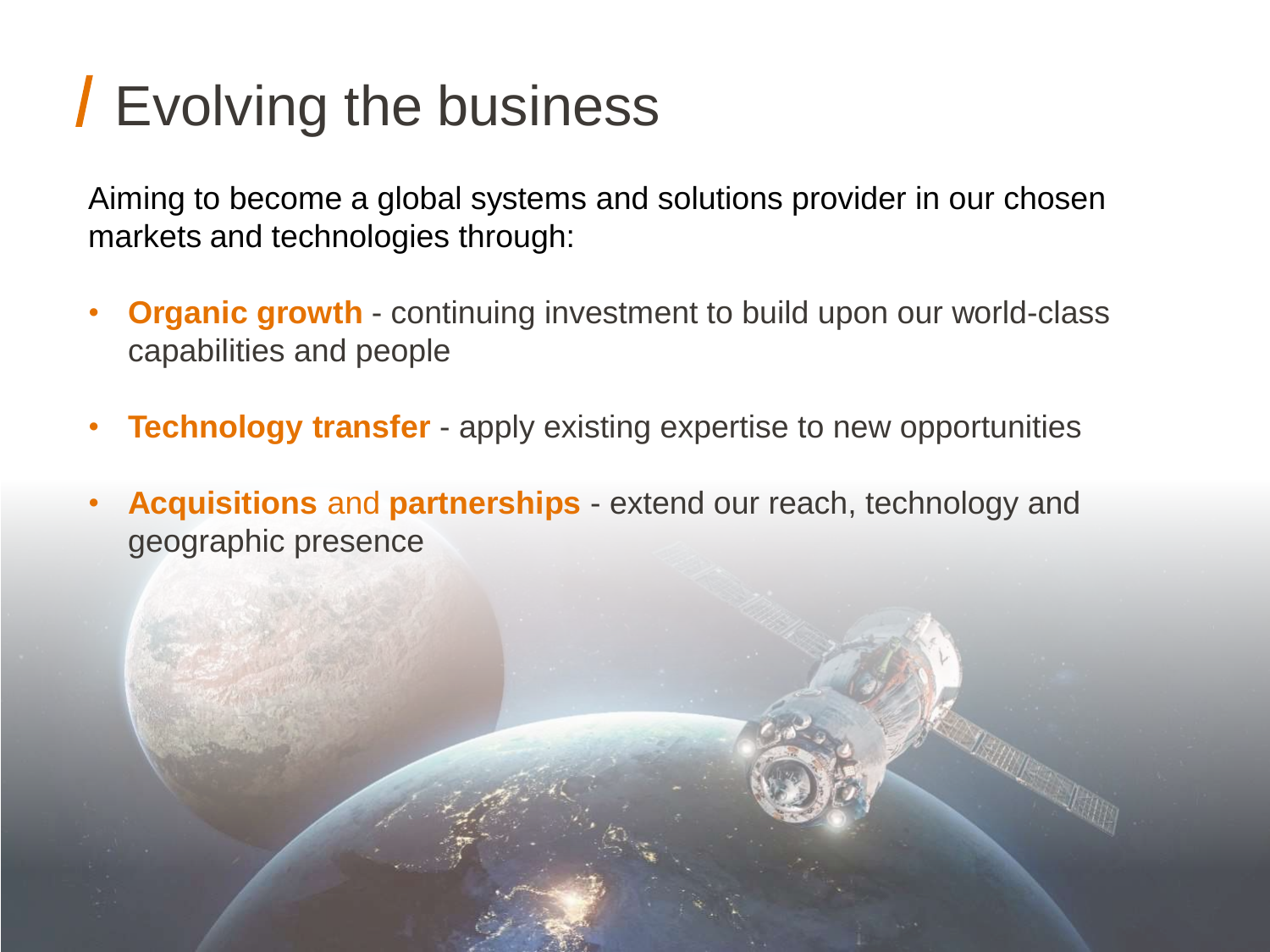# Evolving the business

Aiming to become a global systems and solutions provider in our chosen markets and technologies through:

- **Organic growth** - continuing investment to build upon our world-class capabilities and people
- **Technology transfer** - apply existing expertise to new opportunities
- **Acquisitions** and **partnerships** - extend our reach, technology and geographic presence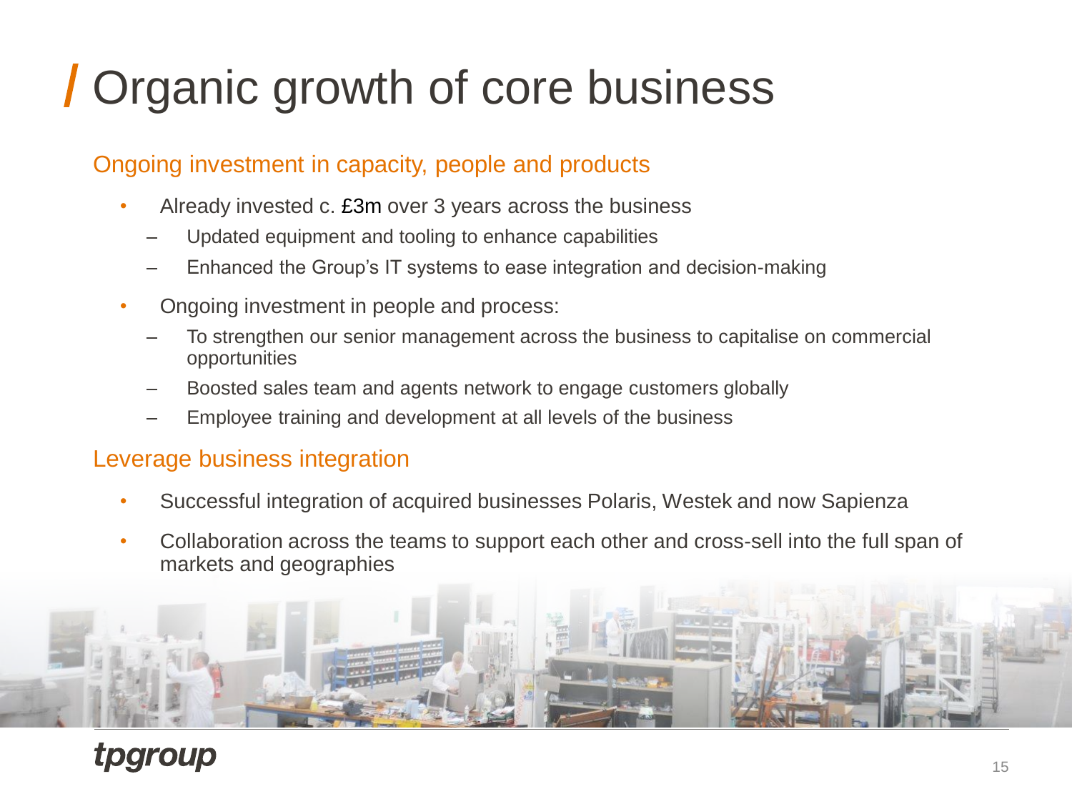# Organic growth of core business

## Ongoing investment in capacity, people and products

- Already invested c. £3m over 3 years across the business
  - Updated equipment and tooling to enhance capabilities
  - Enhanced the Group's IT systems to ease integration and decision-making
- Ongoing investment in people and process:
  - To strengthen our senior management across the business to capitalise on commercial opportunities
  - Boosted sales team and agents network to engage customers globally
  - Employee training and development at all levels of the business

## Leverage business integration

- Successful integration of acquired businesses Polaris, Westek and now Sapienza
- Collaboration across the teams to support each other and cross-sell into the full span of markets and geographies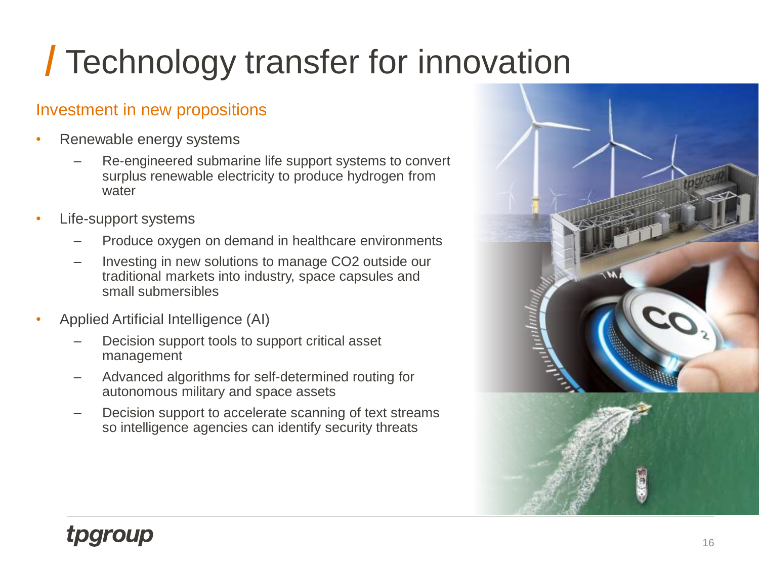# / Technology transfer for innovation

## Investment in new propositions

- Renewable energy systems
  - Re-engineered submarine life support systems to convert surplus renewable electricity to produce hydrogen from water
- Life-support systems
  - Produce oxygen on demand in healthcare environments
  - Investing in new solutions to manage CO2 outside our traditional markets into industry, space capsules and small submersibles
- Applied Artificial Intelligence (AI)
  - Decision support tools to support critical asset management
  - Advanced algorithms for self-determined routing for autonomous military and space assets
  - Decision support to accelerate scanning of text streams so intelligence agencies can identify security threats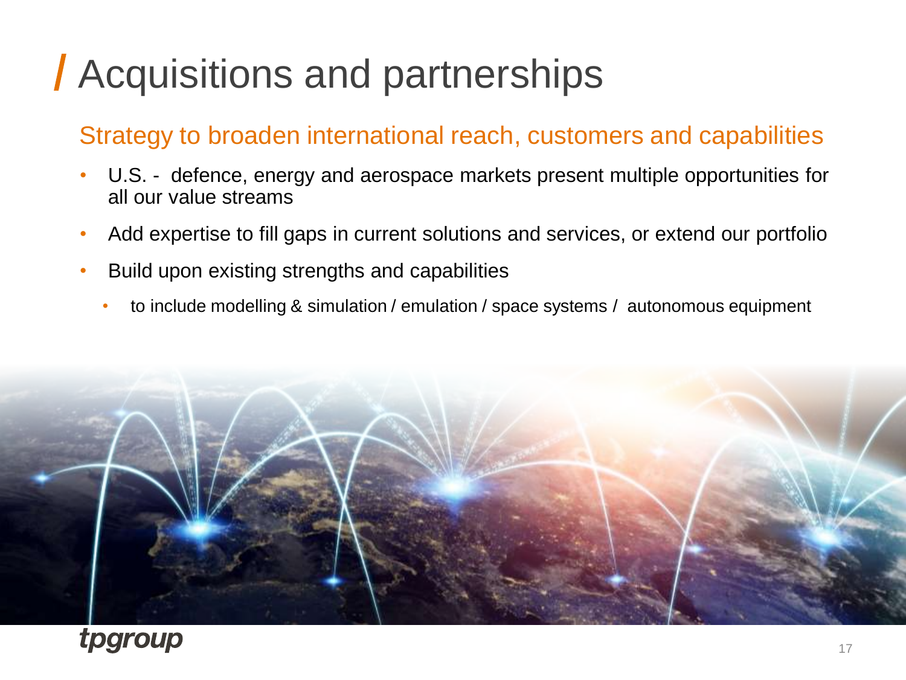# Acquisitions and partnerships

## Strategy to broaden international reach, customers and capabilities

- U.S. - defence, energy and aerospace markets present multiple opportunities for all our value streams
- Add expertise to fill gaps in current solutions and services, or extend our portfolio
- Build upon existing strengths and capabilities
  - to include modelling & simulation / emulation / space systems / autonomous equipment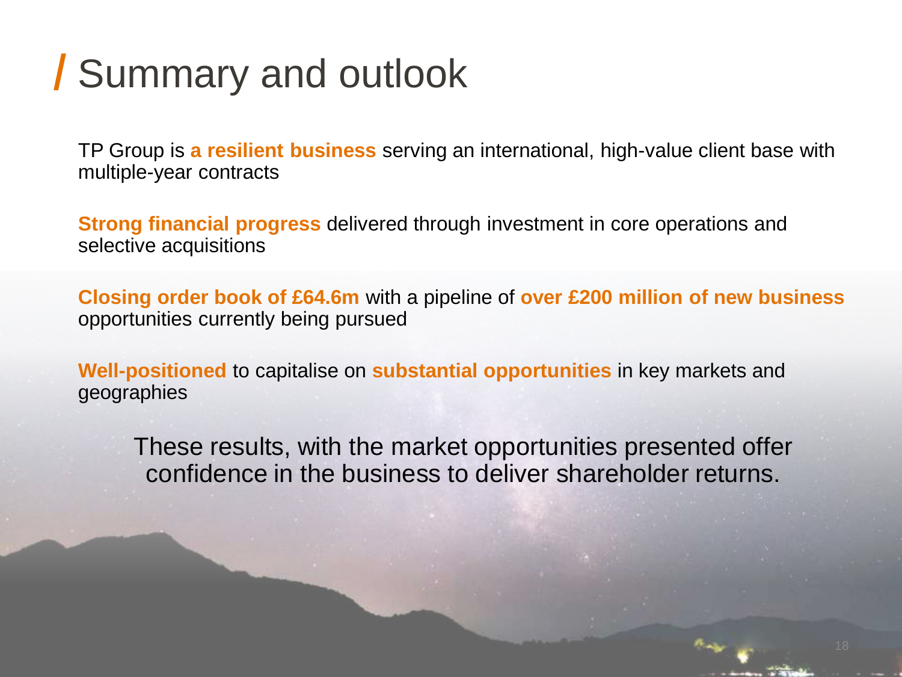# Summary and outlook

TP Group is **a resilient business** serving an international, high-value client base with multiple-year contracts

**Strong financial progress** delivered through investment in core operations and selective acquisitions

**Closing order book of £64.6m** with a pipeline of **over £200 million of new business** opportunities currently being pursued

**Well-positioned** to capitalise on **substantial opportunities** in key markets and geographies

These results, with the market opportunities presented offer confidence in the business to deliver shareholder returns.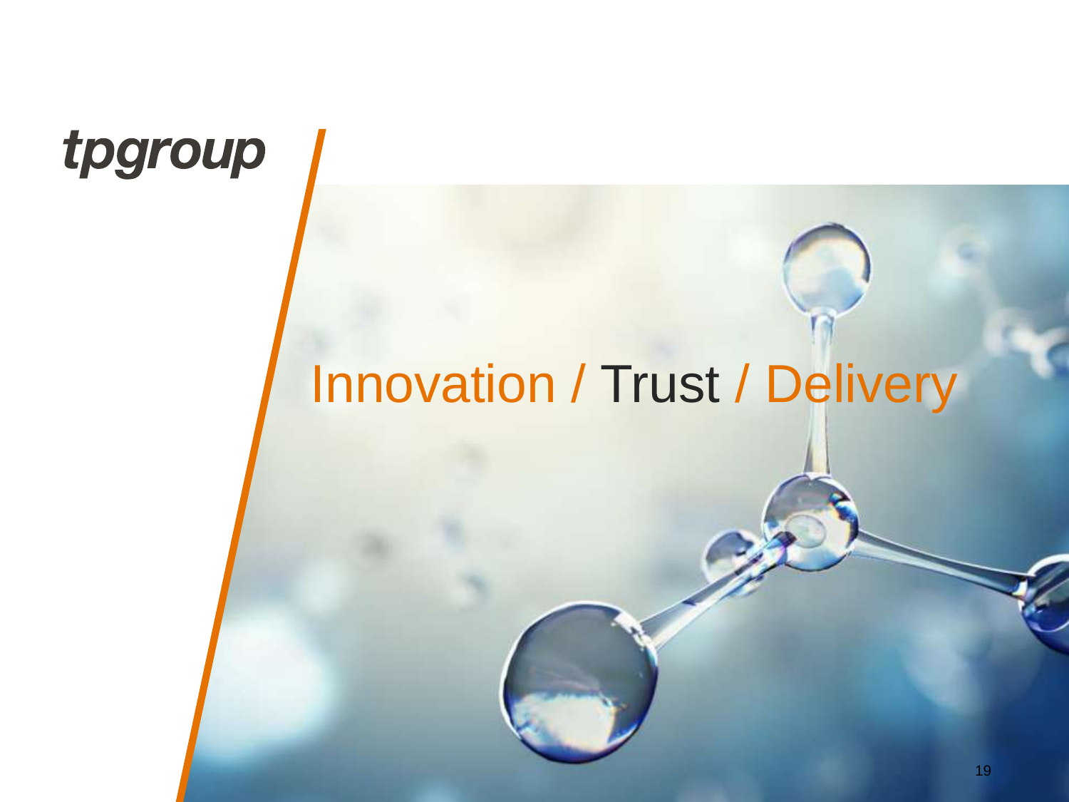tpgroup

Innovation / Trust / Delivery